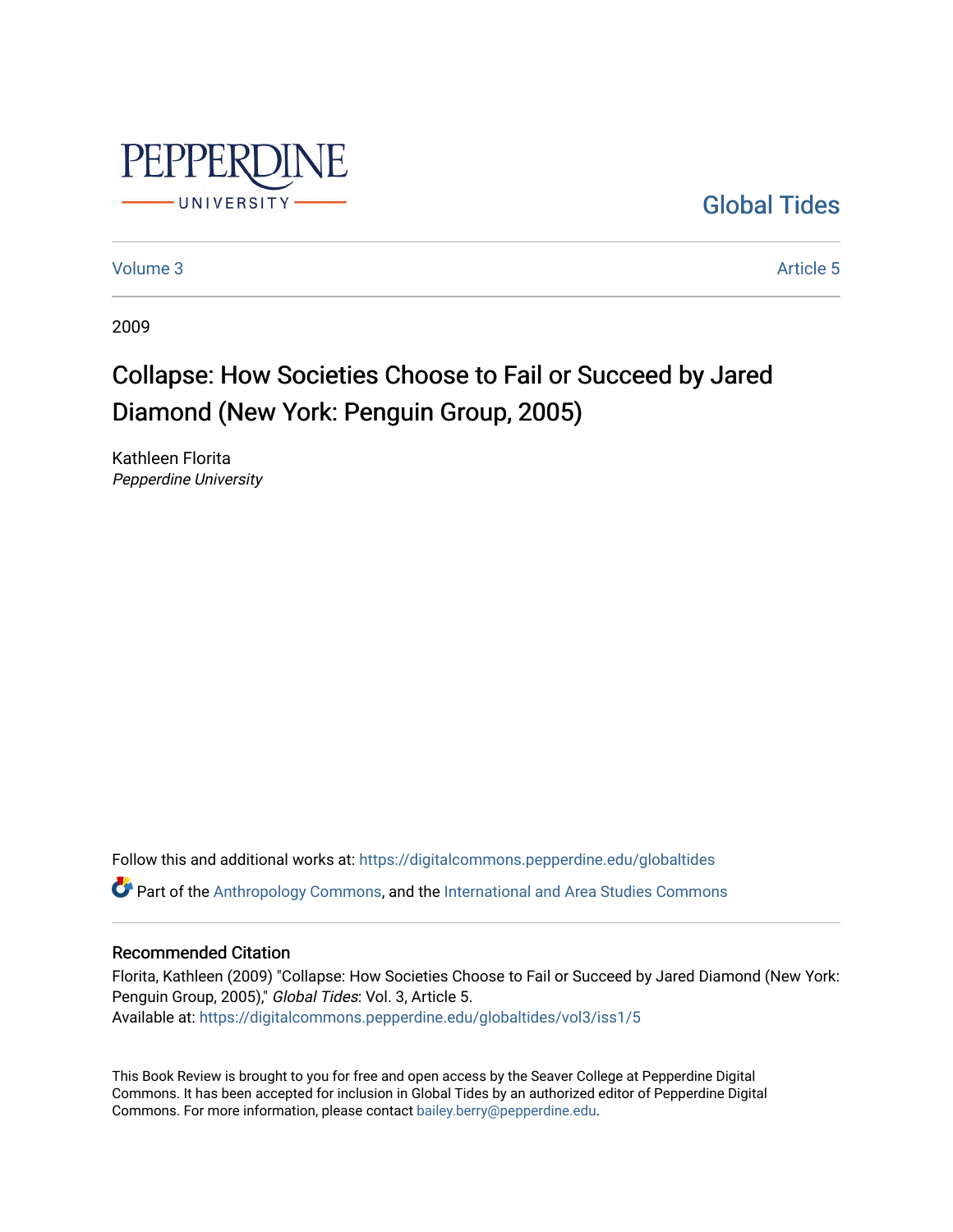Global Tides

Volume 3

Article 5

2009

# Collapse: How Societies Choose to Fail or Succeed by Jared Diamond (New York: Penguin Group, 2005)

Kathleen Florita
*Pepperdine University*

Follow this and additional works at: https://digitalcommons.pepperdine.edu/globaltides

Part of the Anthropology Commons, and the International and Area Studies Commons

## Recommended Citation

Florita, Kathleen (2009) "Collapse: How Societies Choose to Fail or Succeed by Jared Diamond (New York: Penguin Group, 2005)," *Global Tides*: Vol. 3, Article 5.
Available at: https://digitalcommons.pepperdine.edu/globaltides/vol3/iss1/5

This Book Review is brought to you for free and open access by the Seaver College at Pepperdine Digital Commons. It has been accepted for inclusion in Global Tides by an authorized editor of Pepperdine Digital Commons. For more information, please contact bailey.berry@pepperdine.edu.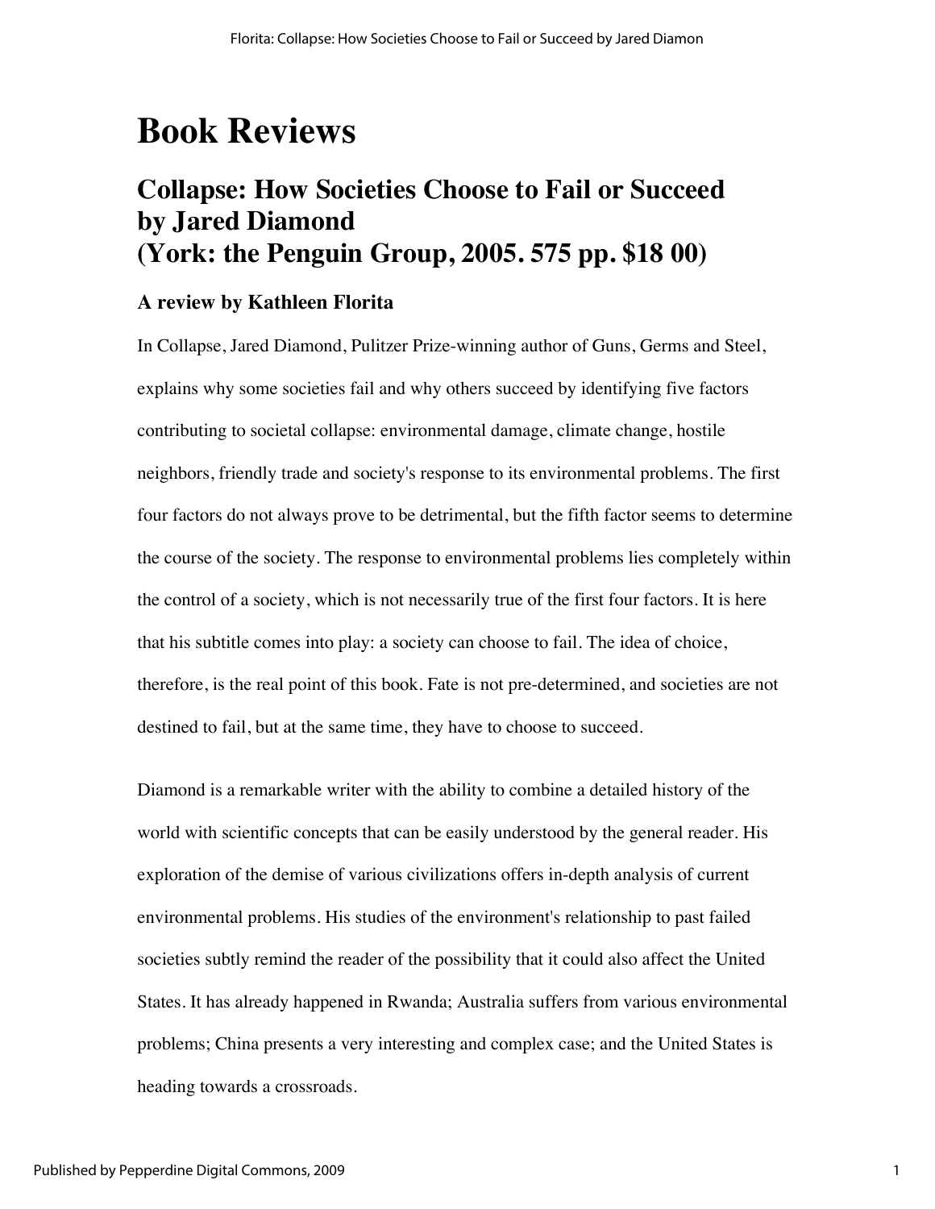# Book Reviews

## Collapse: How Societies Choose to Fail or Succeed by Jared Diamond (York: the Penguin Group, 2005. 575 pp. $18 00)

### A review by Kathleen Florita

In Collapse, Jared Diamond, Pulitzer Prize-winning author of Guns, Germs and Steel, explains why some societies fail and why others succeed by identifying five factors contributing to societal collapse: environmental damage, climate change, hostile neighbors, friendly trade and society's response to its environmental problems. The first four factors do not always prove to be detrimental, but the fifth factor seems to determine the course of the society. The response to environmental problems lies completely within the control of a society, which is not necessarily true of the first four factors. It is here that his subtitle comes into play: a society can choose to fail. The idea of choice, therefore, is the real point of this book. Fate is not pre-determined, and societies are not destined to fail, but at the same time, they have to choose to succeed.

Diamond is a remarkable writer with the ability to combine a detailed history of the world with scientific concepts that can be easily understood by the general reader. His exploration of the demise of various civilizations offers in-depth analysis of current environmental problems. His studies of the environment's relationship to past failed societies subtly remind the reader of the possibility that it could also affect the United States. It has already happened in Rwanda; Australia suffers from various environmental problems; China presents a very interesting and complex case; and the United States is heading towards a crossroads.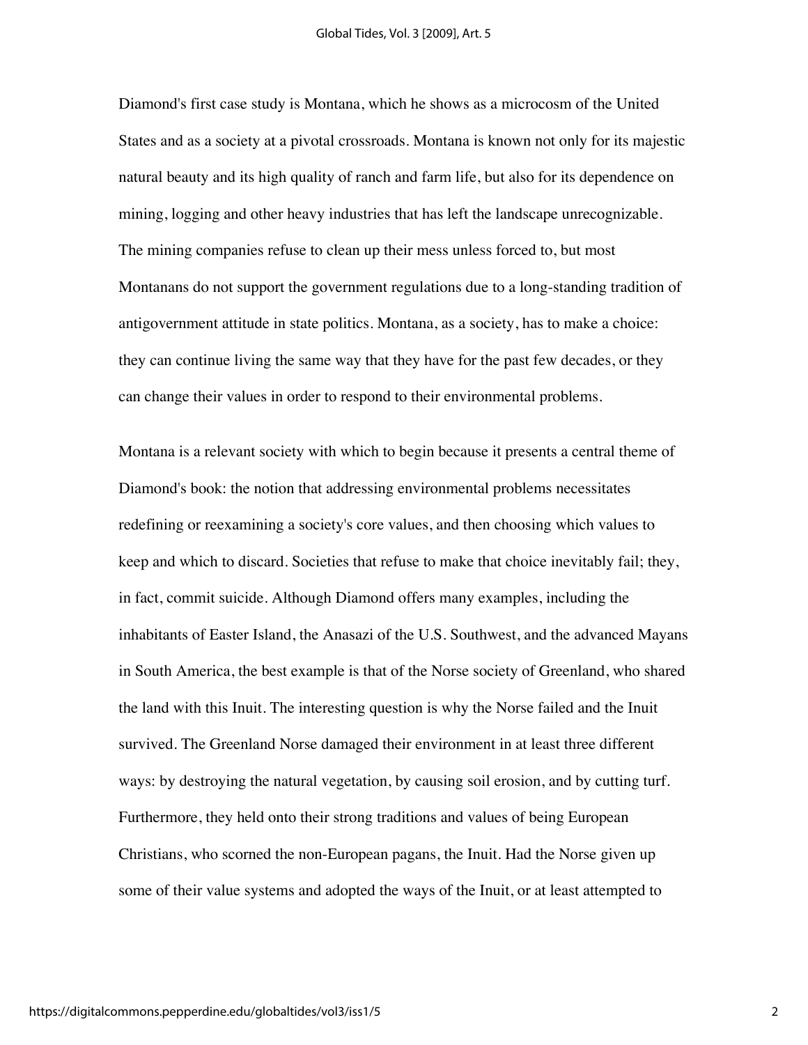Diamond's first case study is Montana, which he shows as a microcosm of the United States and as a society at a pivotal crossroads. Montana is known not only for its majestic natural beauty and its high quality of ranch and farm life, but also for its dependence on mining, logging and other heavy industries that has left the landscape unrecognizable. The mining companies refuse to clean up their mess unless forced to, but most Montanans do not support the government regulations due to a long-standing tradition of antigovernment attitude in state politics. Montana, as a society, has to make a choice: they can continue living the same way that they have for the past few decades, or they can change their values in order to respond to their environmental problems.

Montana is a relevant society with which to begin because it presents a central theme of Diamond's book: the notion that addressing environmental problems necessitates redefining or reexamining a society's core values, and then choosing which values to keep and which to discard. Societies that refuse to make that choice inevitably fail; they, in fact, commit suicide. Although Diamond offers many examples, including the inhabitants of Easter Island, the Anasazi of the U.S. Southwest, and the advanced Mayans in South America, the best example is that of the Norse society of Greenland, who shared the land with this Inuit. The interesting question is why the Norse failed and the Inuit survived. The Greenland Norse damaged their environment in at least three different ways: by destroying the natural vegetation, by causing soil erosion, and by cutting turf. Furthermore, they held onto their strong traditions and values of being European Christians, who scorned the non-European pagans, the Inuit. Had the Norse given up some of their value systems and adopted the ways of the Inuit, or at least attempted to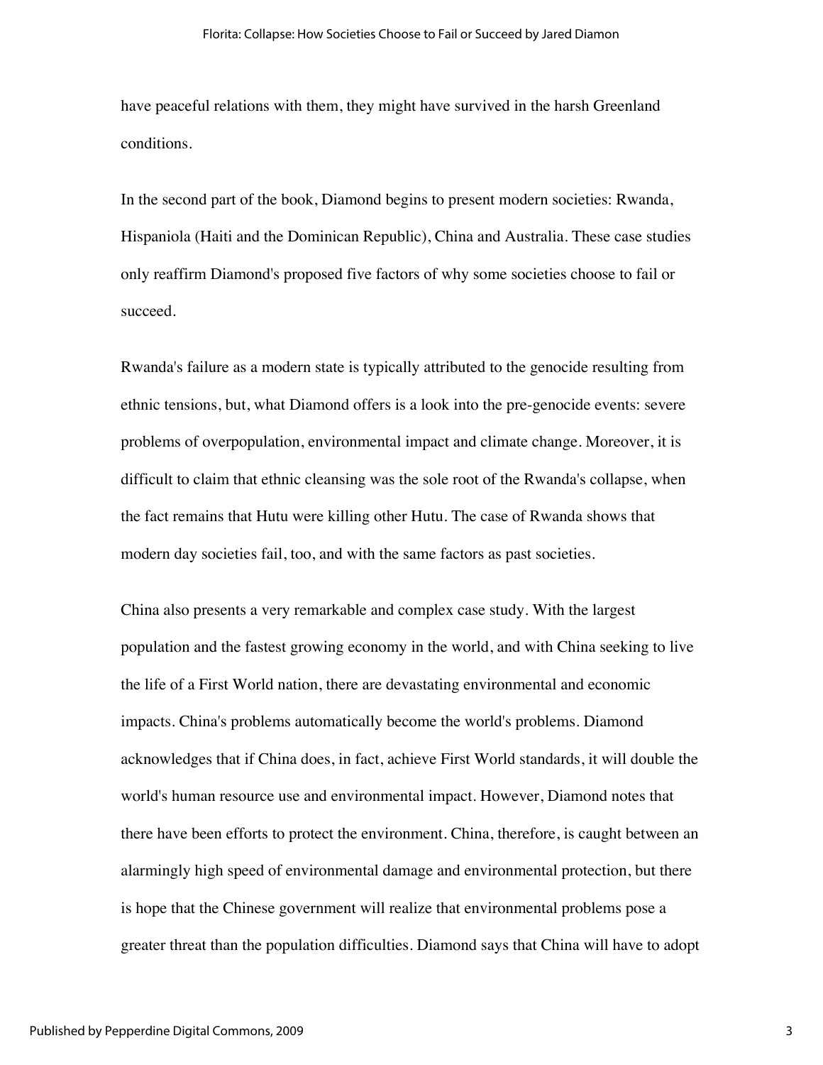have peaceful relations with them, they might have survived in the harsh Greenland conditions.

In the second part of the book, Diamond begins to present modern societies: Rwanda, Hispaniola (Haiti and the Dominican Republic), China and Australia. These case studies only reaffirm Diamond's proposed five factors of why some societies choose to fail or succeed.

Rwanda's failure as a modern state is typically attributed to the genocide resulting from ethnic tensions, but, what Diamond offers is a look into the pre-genocide events: severe problems of overpopulation, environmental impact and climate change. Moreover, it is difficult to claim that ethnic cleansing was the sole root of the Rwanda's collapse, when the fact remains that Hutu were killing other Hutu. The case of Rwanda shows that modern day societies fail, too, and with the same factors as past societies.

China also presents a very remarkable and complex case study. With the largest population and the fastest growing economy in the world, and with China seeking to live the life of a First World nation, there are devastating environmental and economic impacts. China's problems automatically become the world's problems. Diamond acknowledges that if China does, in fact, achieve First World standards, it will double the world's human resource use and environmental impact. However, Diamond notes that there have been efforts to protect the environment. China, therefore, is caught between an alarmingly high speed of environmental damage and environmental protection, but there is hope that the Chinese government will realize that environmental problems pose a greater threat than the population difficulties. Diamond says that China will have to adopt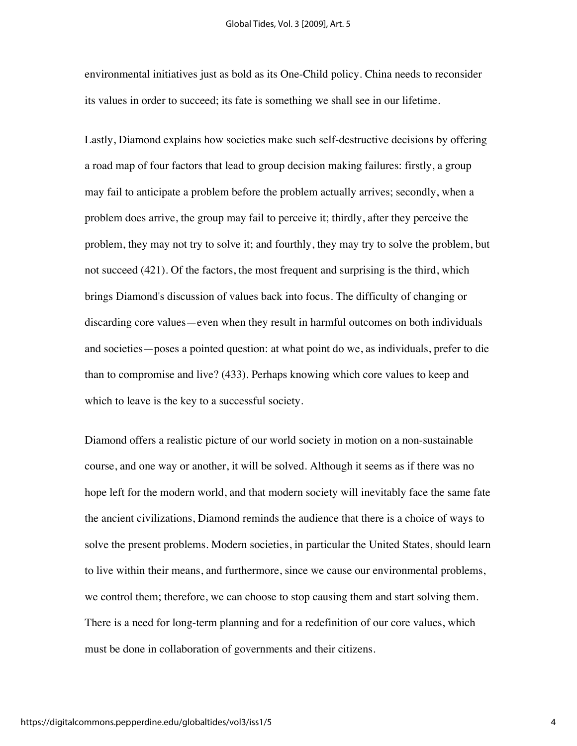environmental initiatives just as bold as its One-Child policy. China needs to reconsider its values in order to succeed; its fate is something we shall see in our lifetime.

Lastly, Diamond explains how societies make such self-destructive decisions by offering a road map of four factors that lead to group decision making failures: firstly, a group may fail to anticipate a problem before the problem actually arrives; secondly, when a problem does arrive, the group may fail to perceive it; thirdly, after they perceive the problem, they may not try to solve it; and fourthly, they may try to solve the problem, but not succeed (421). Of the factors, the most frequent and surprising is the third, which brings Diamond's discussion of values back into focus. The difficulty of changing or discarding core values—even when they result in harmful outcomes on both individuals and societies—poses a pointed question: at what point do we, as individuals, prefer to die than to compromise and live? (433). Perhaps knowing which core values to keep and which to leave is the key to a successful society.

Diamond offers a realistic picture of our world society in motion on a non-sustainable course, and one way or another, it will be solved. Although it seems as if there was no hope left for the modern world, and that modern society will inevitably face the same fate the ancient civilizations, Diamond reminds the audience that there is a choice of ways to solve the present problems. Modern societies, in particular the United States, should learn to live within their means, and furthermore, since we cause our environmental problems, we control them; therefore, we can choose to stop causing them and start solving them. There is a need for long-term planning and for a redefinition of our core values, which must be done in collaboration of governments and their citizens.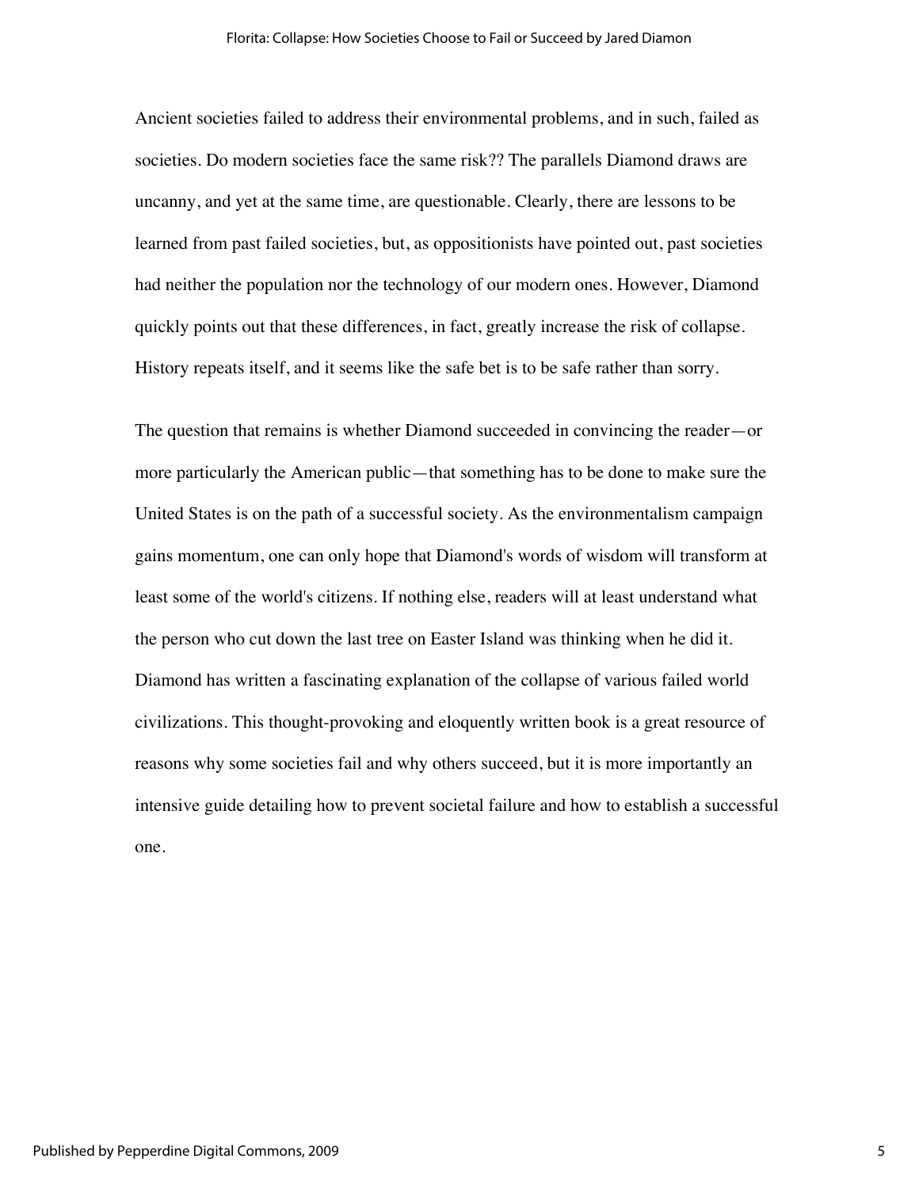Ancient societies failed to address their environmental problems, and in such, failed as societies. Do modern societies face the same risk?? The parallels Diamond draws are uncanny, and yet at the same time, are questionable. Clearly, there are lessons to be learned from past failed societies, but, as oppositionists have pointed out, past societies had neither the population nor the technology of our modern ones. However, Diamond quickly points out that these differences, in fact, greatly increase the risk of collapse. History repeats itself, and it seems like the safe bet is to be safe rather than sorry.

The question that remains is whether Diamond succeeded in convincing the reader—or more particularly the American public—that something has to be done to make sure the United States is on the path of a successful society. As the environmentalism campaign gains momentum, one can only hope that Diamond's words of wisdom will transform at least some of the world's citizens. If nothing else, readers will at least understand what the person who cut down the last tree on Easter Island was thinking when he did it. Diamond has written a fascinating explanation of the collapse of various failed world civilizations. This thought-provoking and eloquently written book is a great resource of reasons why some societies fail and why others succeed, but it is more importantly an intensive guide detailing how to prevent societal failure and how to establish a successful one.